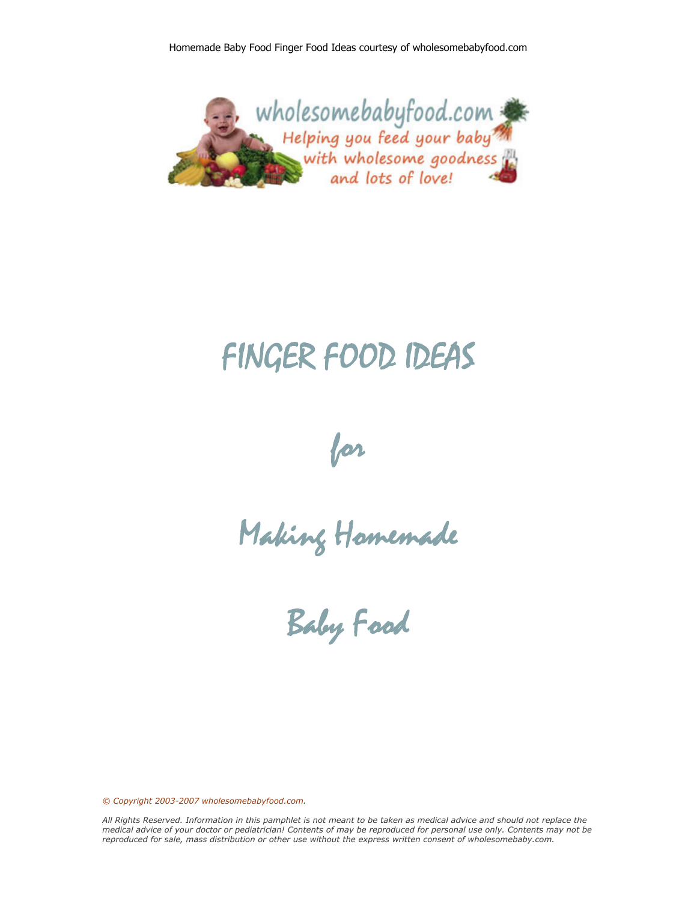# FINGER FOOD IDEAS

## for

## Making Homemade

## Baby Food

*© Copyright 2003-2007 wholesomebabyfood.com.*

*All Rights Reserved. Information in this pamphlet is not meant to be taken as medical advice and should not replace the medical advice of your doctor or pediatrician! Contents of may be reproduced for personal use only. Contents may not be reproduced for sale, mass distribution or other use without the express written consent of wholesomebaby.com.*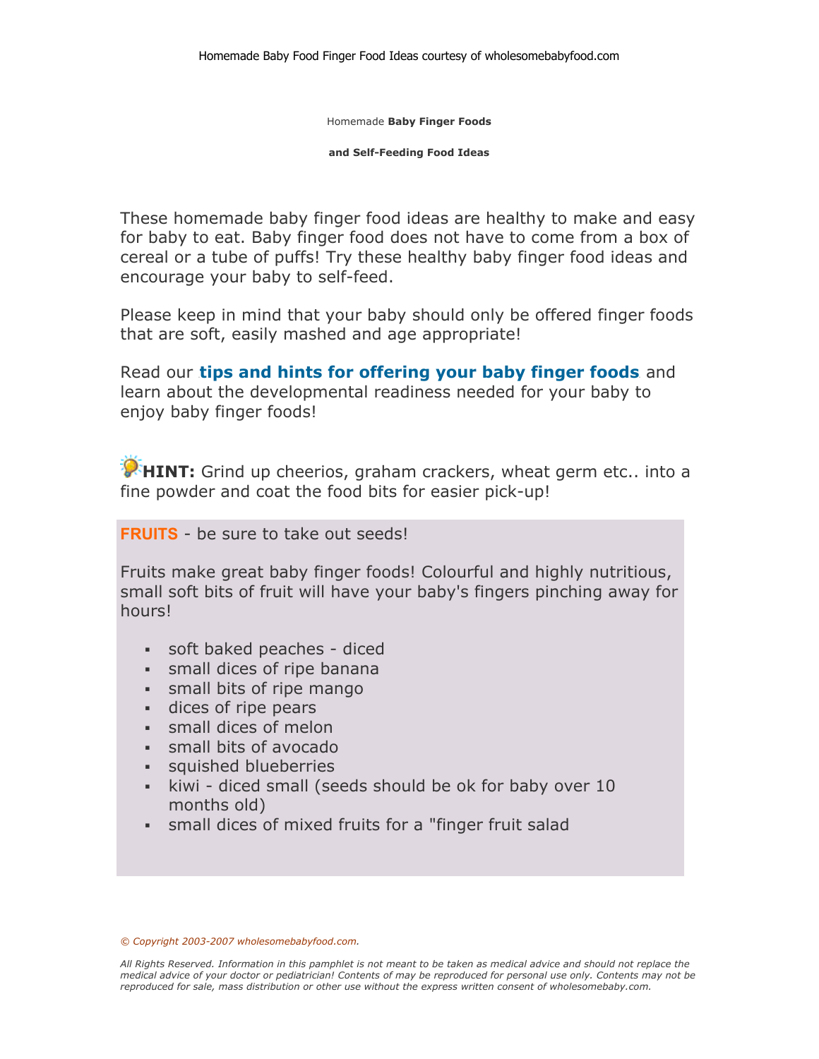Homemade **Baby Finger Foods**

**and Self-Feeding Food Ideas**

These homemade baby finger food ideas are healthy to make and easy for baby to eat. Baby finger food does not have to come from a box of cereal or a tube of puffs! Try these healthy baby finger food ideas and encourage your baby to self-feed.

Please keep in mind that your baby should only be offered finger foods that are soft, easily mashed and age appropriate!

Read our **tips and hints for offering your baby finger foods** and learn about the developmental readiness needed for your baby to enjoy baby finger foods!

**HINT:** Grind up cheerios, graham crackers, wheat germ etc.. into a fine powder and coat the food bits for easier pick-up!

**FRUITS** - be sure to take out seeds!

Fruits make great baby finger foods! Colourful and highly nutritious, small soft bits of fruit will have your baby's fingers pinching away for hours!

- soft baked peaches - diced
- small dices of ripe banana
- small bits of ripe mango
- dices of ripe pears
- small dices of melon
- small bits of avocado
- squished blueberries
- kiwi - diced small (seeds should be ok for baby over 10 months old)
- small dices of mixed fruits for a "finger fruit salad

*© Copyright 2003-2007 wholesomebabyfood.com.*

*All Rights Reserved. Information in this pamphlet is not meant to be taken as medical advice and should not replace the medical advice of your doctor or pediatrician! Contents of may be reproduced for personal use only. Contents may not be reproduced for sale, mass distribution or other use without the express written consent of wholesomebaby.com.*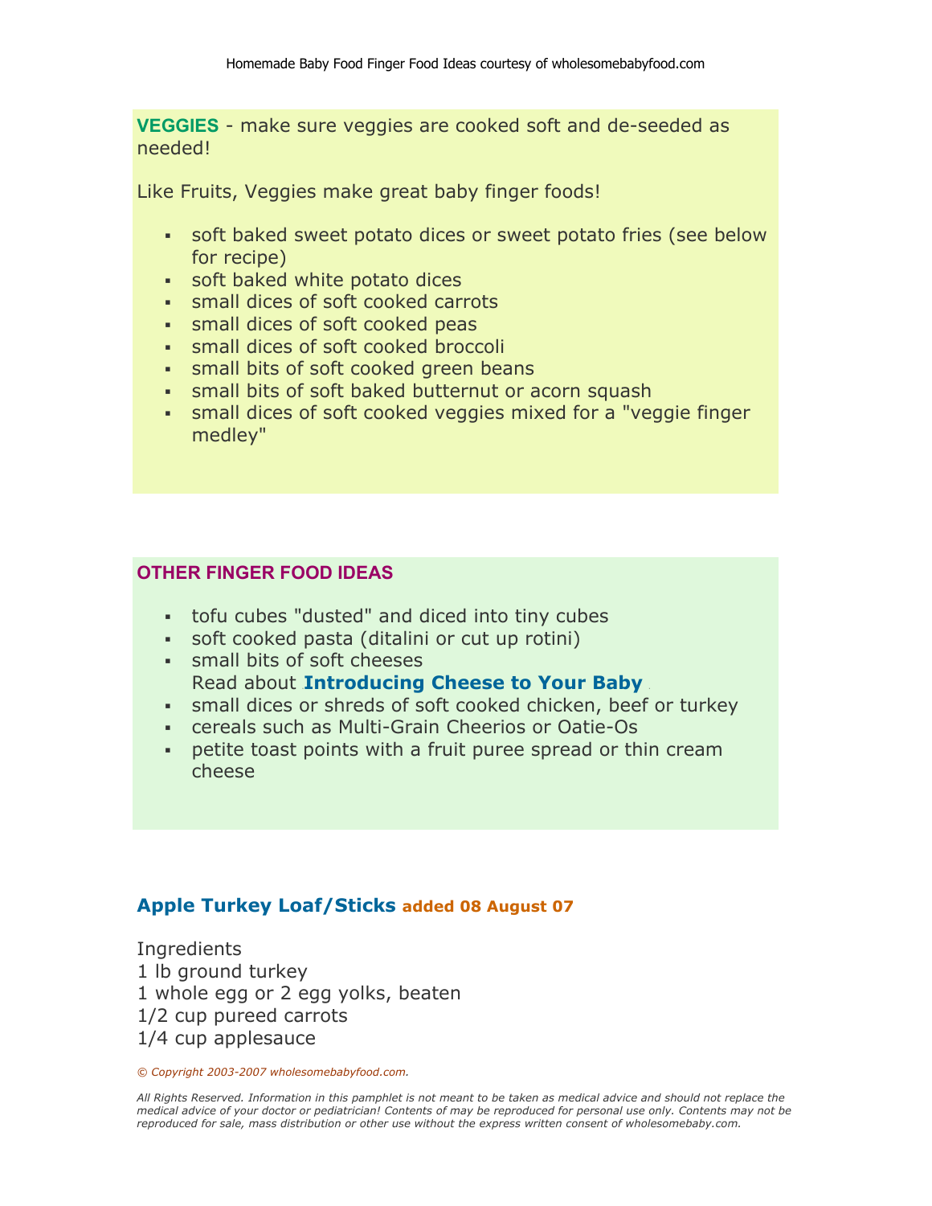**VEGGIES** - make sure veggies are cooked soft and de-seeded as needed!

Like Fruits, Veggies make great baby finger foods!

- soft baked sweet potato dices or sweet potato fries (see below for recipe)
- soft baked white potato dices
- small dices of soft cooked carrots
- small dices of soft cooked peas
- small dices of soft cooked broccoli
- small bits of soft cooked green beans
- small bits of soft baked butternut or acorn squash
- small dices of soft cooked veggies mixed for a "veggie finger medley"

**OTHER FINGER FOOD IDEAS**

- tofu cubes "dusted" and diced into tiny cubes
- soft cooked pasta (ditalini or cut up rotini)
- small bits of soft cheeses
  Read about **Introducing Cheese to Your Baby**
- small dices or shreds of soft cooked chicken, beef or turkey
- cereals such as Multi-Grain Cheerios or Oatie-Os
- petite toast points with a fruit puree spread or thin cream cheese

## Apple Turkey Loaf/Sticks **added 08 August 07**

Ingredients
1 lb ground turkey
1 whole egg or 2 egg yolks, beaten
1/2 cup pureed carrots
1/4 cup applesauce

*© Copyright 2003-2007 wholesomebabyfood.com.*

*All Rights Reserved. Information in this pamphlet is not meant to be taken as medical advice and should not replace the medical advice of your doctor or pediatrician! Contents of may be reproduced for personal use only. Contents may not be reproduced for sale, mass distribution or other use without the express written consent of wholesomebaby.com.*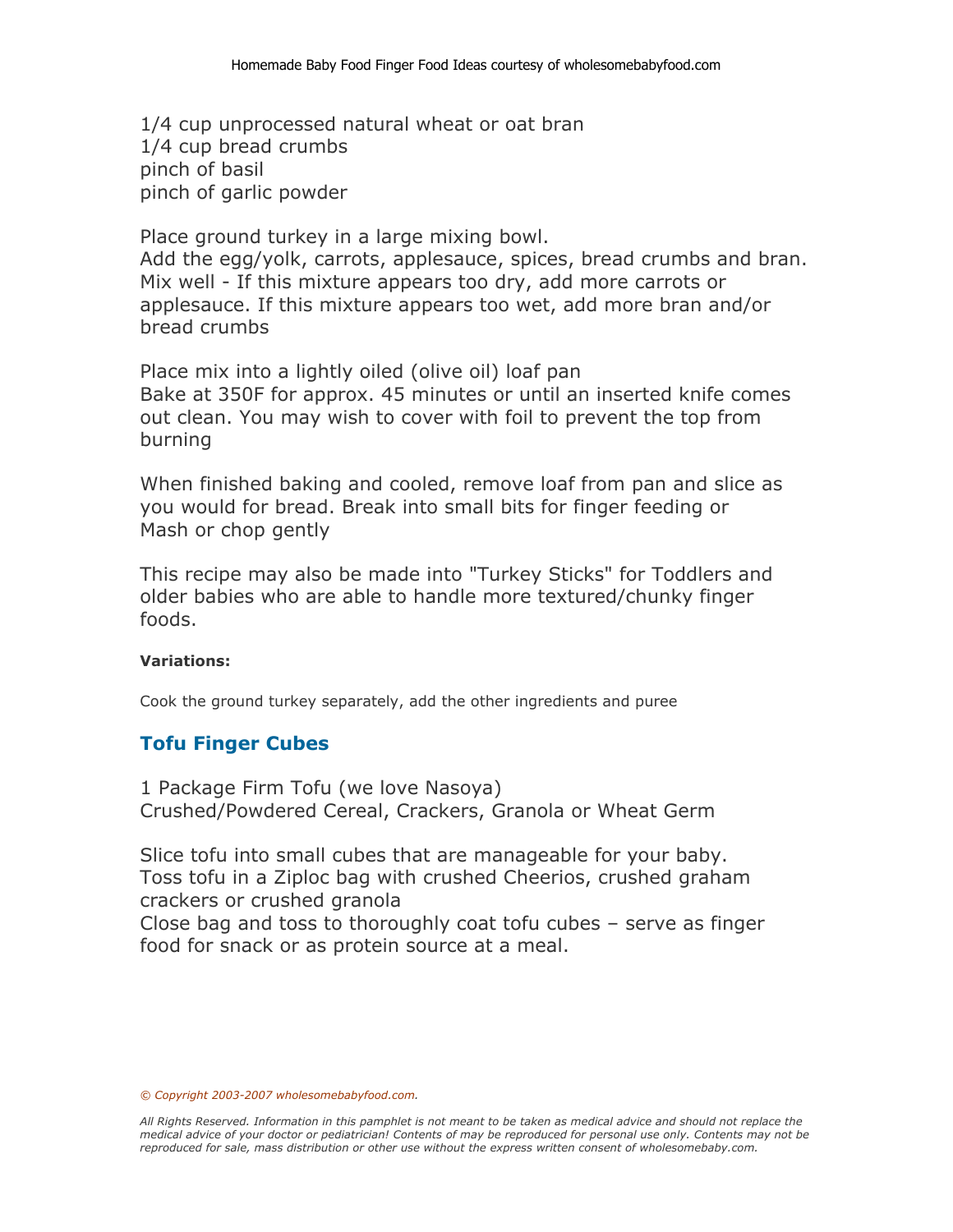1/4 cup unprocessed natural wheat or oat bran
1/4 cup bread crumbs
pinch of basil
pinch of garlic powder

Place ground turkey in a large mixing bowl.
Add the egg/yolk, carrots, applesauce, spices, bread crumbs and bran.
Mix well - If this mixture appears too dry, add more carrots or applesauce. If this mixture appears too wet, add more bran and/or bread crumbs

Place mix into a lightly oiled (olive oil) loaf pan
Bake at 350F for approx. 45 minutes or until an inserted knife comes out clean. You may wish to cover with foil to prevent the top from burning

When finished baking and cooled, remove loaf from pan and slice as you would for bread. Break into small bits for finger feeding or Mash or chop gently

This recipe may also be made into "Turkey Sticks" for Toddlers and older babies who are able to handle more textured/chunky finger foods.

**Variations:**

Cook the ground turkey separately, add the other ingredients and puree

## Tofu Finger Cubes

1 Package Firm Tofu (we love Nasoya)
Crushed/Powdered Cereal, Crackers, Granola or Wheat Germ

Slice tofu into small cubes that are manageable for your baby.
Toss tofu in a Ziploc bag with crushed Cheerios, crushed graham crackers or crushed granola
Close bag and toss to thoroughly coat tofu cubes – serve as finger food for snack or as protein source at a meal.

*© Copyright 2003-2007 wholesomebabyfood.com.*

*All Rights Reserved. Information in this pamphlet is not meant to be taken as medical advice and should not replace the medical advice of your doctor or pediatrician! Contents of may be reproduced for personal use only. Contents may not be reproduced for sale, mass distribution or other use without the express written consent of wholesomebaby.com.*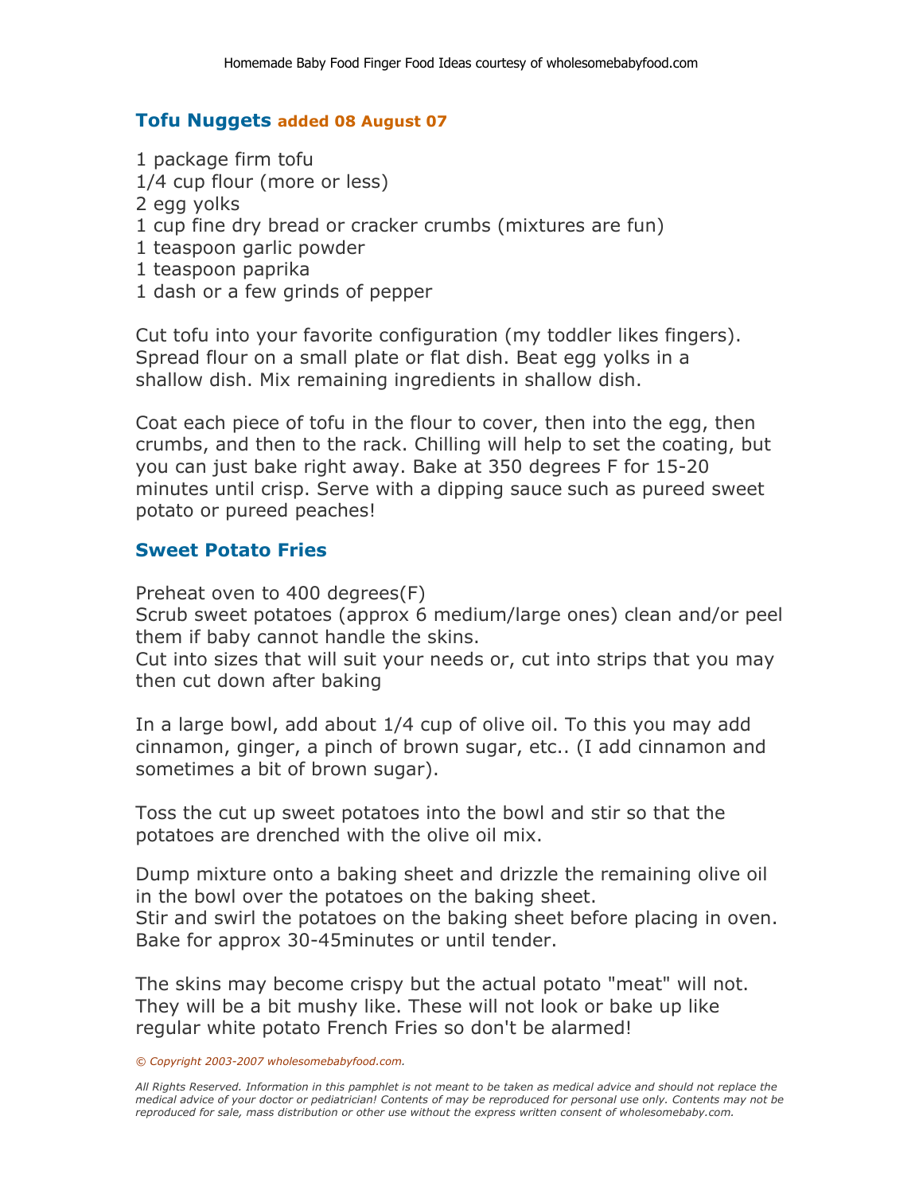## Tofu Nuggets added 08 August 07

1 package firm tofu
1/4 cup flour (more or less)
2 egg yolks
1 cup fine dry bread or cracker crumbs (mixtures are fun)
1 teaspoon garlic powder
1 teaspoon paprika
1 dash or a few grinds of pepper

Cut tofu into your favorite configuration (my toddler likes fingers). Spread flour on a small plate or flat dish. Beat egg yolks in a shallow dish. Mix remaining ingredients in shallow dish.

Coat each piece of tofu in the flour to cover, then into the egg, then crumbs, and then to the rack. Chilling will help to set the coating, but you can just bake right away. Bake at 350 degrees F for 15-20 minutes until crisp. Serve with a dipping sauce such as pureed sweet potato or pureed peaches!

## Sweet Potato Fries

Preheat oven to 400 degrees(F)
Scrub sweet potatoes (approx 6 medium/large ones) clean and/or peel them if baby cannot handle the skins.
Cut into sizes that will suit your needs or, cut into strips that you may then cut down after baking

In a large bowl, add about 1/4 cup of olive oil. To this you may add cinnamon, ginger, a pinch of brown sugar, etc.. (I add cinnamon and sometimes a bit of brown sugar).

Toss the cut up sweet potatoes into the bowl and stir so that the potatoes are drenched with the olive oil mix.

Dump mixture onto a baking sheet and drizzle the remaining olive oil in the bowl over the potatoes on the baking sheet.
Stir and swirl the potatoes on the baking sheet before placing in oven.
Bake for approx 30-45minutes or until tender.

The skins may become crispy but the actual potato "meat" will not. They will be a bit mushy like. These will not look or bake up like regular white potato French Fries so don't be alarmed!

*© Copyright 2003-2007 wholesomebabyfood.com.*

*All Rights Reserved. Information in this pamphlet is not meant to be taken as medical advice and should not replace the medical advice of your doctor or pediatrician! Contents of may be reproduced for personal use only. Contents may not be reproduced for sale, mass distribution or other use without the express written consent of wholesomebaby.com.*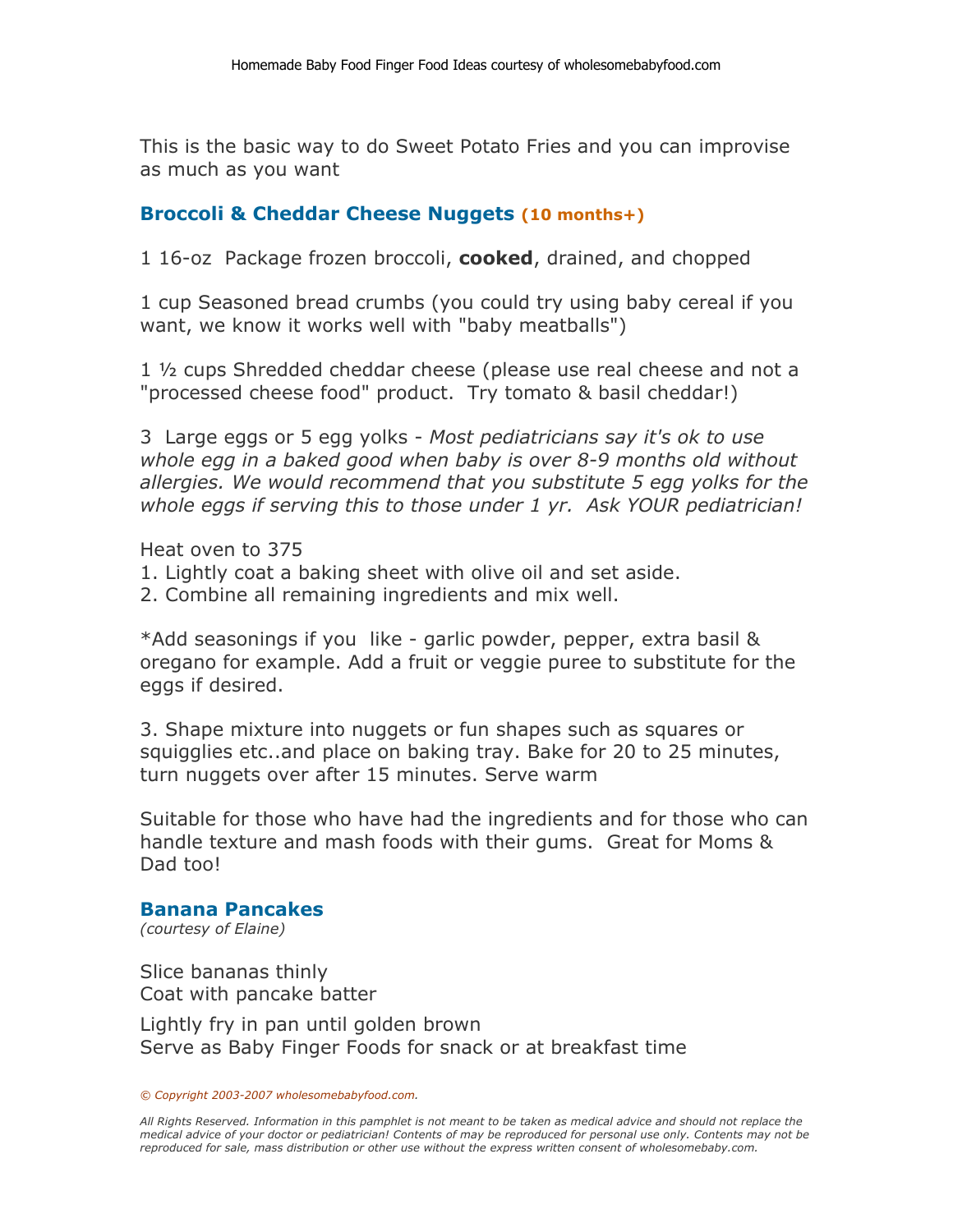This is the basic way to do Sweet Potato Fries and you can improvise as much as you want

## Broccoli & Cheddar Cheese Nuggets (10 months+)

1 16-oz Package frozen broccoli, **cooked**, drained, and chopped

1 cup Seasoned bread crumbs (you could try using baby cereal if you want, we know it works well with "baby meatballs")

1 ½ cups Shredded cheddar cheese (please use real cheese and not a "processed cheese food" product. Try tomato & basil cheddar!)

3 Large eggs or 5 egg yolks - *Most pediatricians say it's ok to use whole egg in a baked good when baby is over 8-9 months old without allergies. We would recommend that you substitute 5 egg yolks for the whole eggs if serving this to those under 1 yr. Ask YOUR pediatrician!*

Heat oven to 375
1. Lightly coat a baking sheet with olive oil and set aside.
2. Combine all remaining ingredients and mix well.

*Add seasonings if you like - garlic powder, pepper, extra basil & oregano for example. Add a fruit or veggie puree to substitute for the eggs if desired.

3. Shape mixture into nuggets or fun shapes such as squares or squigglies etc..and place on baking tray. Bake for 20 to 25 minutes, turn nuggets over after 15 minutes. Serve warm

Suitable for those who have had the ingredients and for those who can handle texture and mash foods with their gums. Great for Moms & Dad too!

## Banana Pancakes

*(courtesy of Elaine)*

Slice bananas thinly
Coat with pancake batter

Lightly fry in pan until golden brown
Serve as Baby Finger Foods for snack or at breakfast time

*© Copyright 2003-2007 wholesomebabyfood.com.*

*All Rights Reserved. Information in this pamphlet is not meant to be taken as medical advice and should not replace the medical advice of your doctor or pediatrician! Contents of may be reproduced for personal use only. Contents may not be reproduced for sale, mass distribution or other use without the express written consent of wholesomebaby.com.*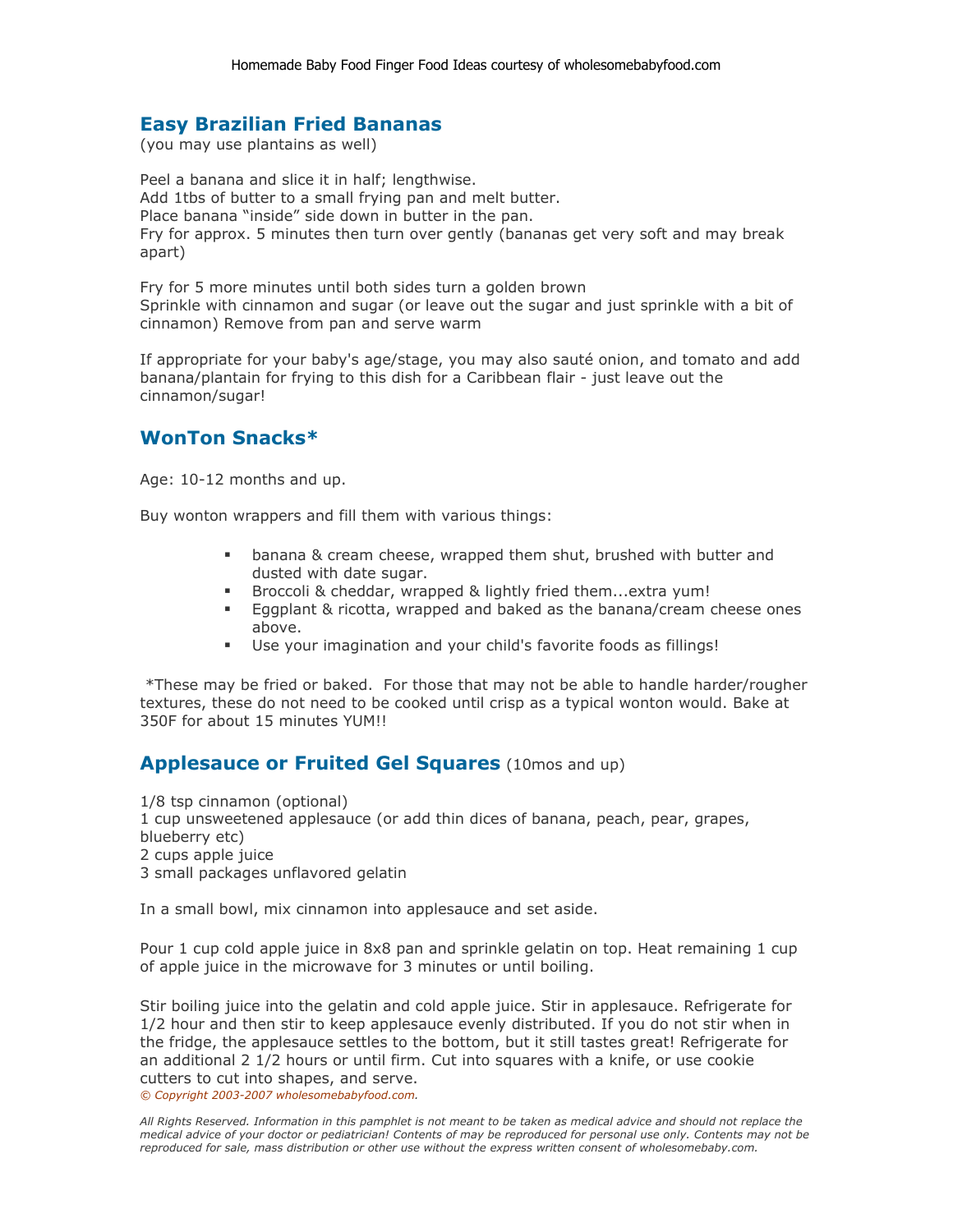## Easy Brazilian Fried Bananas

(you may use plantains as well)

Peel a banana and slice it in half; lengthwise.
Add 1tbs of butter to a small frying pan and melt butter.
Place banana "inside" side down in butter in the pan.
Fry for approx. 5 minutes then turn over gently (bananas get very soft and may break apart)

Fry for 5 more minutes until both sides turn a golden brown
Sprinkle with cinnamon and sugar (or leave out the sugar and just sprinkle with a bit of cinnamon) Remove from pan and serve warm

If appropriate for your baby's age/stage, you may also sauté onion, and tomato and add banana/plantain for frying to this dish for a Caribbean flair - just leave out the cinnamon/sugar!

## WonTon Snacks*

Age: 10-12 months and up.

Buy wonton wrappers and fill them with various things:

- banana & cream cheese, wrapped them shut, brushed with butter and dusted with date sugar.
- Broccoli & cheddar, wrapped & lightly fried them...extra yum!
- Eggplant & ricotta, wrapped and baked as the banana/cream cheese ones above.
- Use your imagination and your child's favorite foods as fillings!

*These may be fried or baked. For those that may not be able to handle harder/rougher textures, these do not need to be cooked until crisp as a typical wonton would. Bake at 350F for about 15 minutes YUM!!

## Applesauce or Fruited Gel Squares (10mos and up)

1/8 tsp cinnamon (optional)
1 cup unsweetened applesauce (or add thin dices of banana, peach, pear, grapes, blueberry etc)
2 cups apple juice
3 small packages unflavored gelatin

In a small bowl, mix cinnamon into applesauce and set aside.

Pour 1 cup cold apple juice in 8x8 pan and sprinkle gelatin on top. Heat remaining 1 cup of apple juice in the microwave for 3 minutes or until boiling.

Stir boiling juice into the gelatin and cold apple juice. Stir in applesauce. Refrigerate for 1/2 hour and then stir to keep applesauce evenly distributed. If you do not stir when in the fridge, the applesauce settles to the bottom, but it still tastes great! Refrigerate for an additional 2 1/2 hours or until firm. Cut into squares with a knife, or use cookie cutters to cut into shapes, and serve.

*© Copyright 2003-2007 wholesomebabyfood.com.*

*All Rights Reserved. Information in this pamphlet is not meant to be taken as medical advice and should not replace the medical advice of your doctor or pediatrician! Contents of may be reproduced for personal use only. Contents may not be reproduced for sale, mass distribution or other use without the express written consent of wholesomebaby.com.*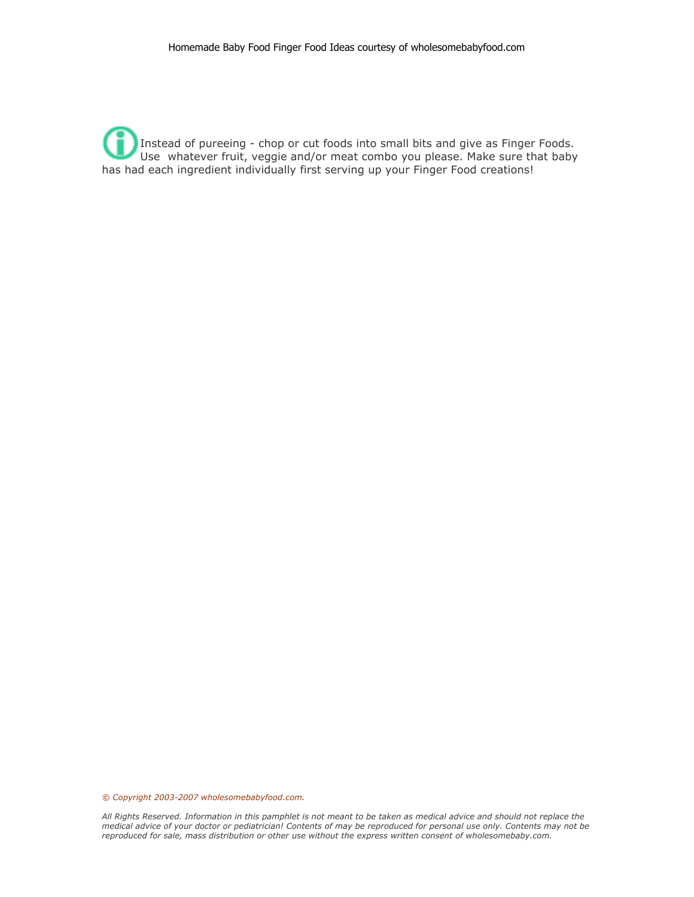Instead of pureeing - chop or cut foods into small bits and give as Finger Foods. Use whatever fruit, veggie and/or meat combo you please. Make sure that baby has had each ingredient individually first serving up your Finger Food creations!

*© Copyright 2003-2007 wholesomebabyfood.com.*

*All Rights Reserved. Information in this pamphlet is not meant to be taken as medical advice and should not replace the medical advice of your doctor or pediatrician! Contents of may be reproduced for personal use only. Contents may not be reproduced for sale, mass distribution or other use without the express written consent of wholesomebaby.com.*